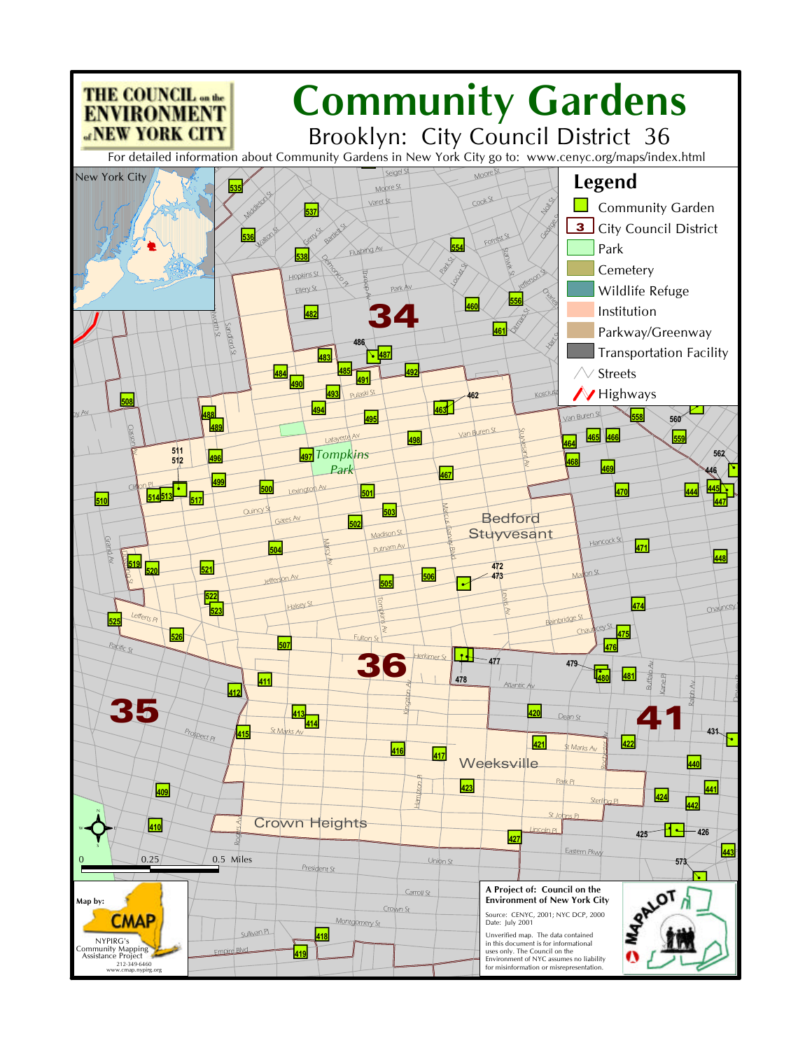# Community Gardens

## Brooklyn: City Council District 36

THE COUNCIL on the ENVIRONMENT of NEW YORK CITY

For detailed information about Community Gardens in New York City go to: www.cenyc.org/maps/index.html

### Legend

- Community Garden
- City Council District
- Park
- Cemetery
- Wildlife Refuge
- Institution
- Parkway/Greenway
- Transportation Facility
- Streets
- Highways

New York City

34

35

36

41

Bedford Stuyvesant

Weeksville

Crown Heights

Tompkins Park

0 0.25 0.5 Miles

Map by: CMAP

NYPIRG's Community Mapping Assistance Project
212-349-6460
www.cmap.nypirg.org

**A Project of: Council on the Environment of New York City**

Source: CENYC, 2001; NYC DCP, 2000
Date: July 2001

Unverified map. The data contained in this document is for informational uses only. The Council on the Environment of NYC assumes no liability for misinformation or misrepresentation.

MAPALOT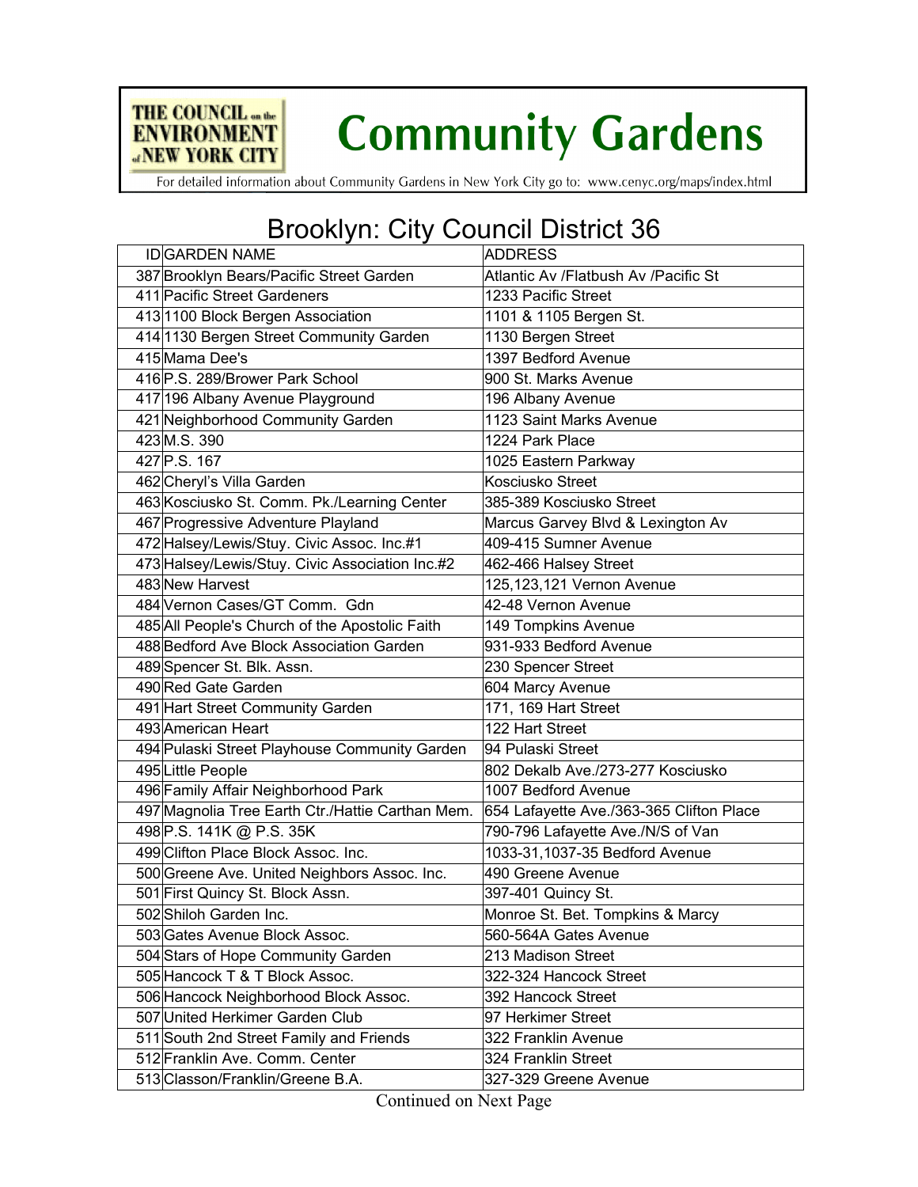# Community Gardens

For detailed information about Community Gardens in New York City go to: www.cenyc.org/maps/index.html

## Brooklyn: City Council District 36

| ID | GARDEN NAME | ADDRESS |
|---|---|---|
| 387 | Brooklyn Bears/Pacific Street Garden | Atlantic Av /Flatbush Av /Pacific St |
| 411 | Pacific Street Gardeners | 1233 Pacific Street |
| 413 | 1100 Block Bergen Association | 1101 & 1105 Bergen St. |
| 414 | 1130 Bergen Street Community Garden | 1130 Bergen Street |
| 415 | Mama Dee's | 1397 Bedford Avenue |
| 416 | P.S. 289/Brower Park School | 900 St. Marks Avenue |
| 417 | 196 Albany Avenue Playground | 196 Albany Avenue |
| 421 | Neighborhood Community Garden | 1123 Saint Marks Avenue |
| 423 | M.S. 390 | 1224 Park Place |
| 427 | P.S. 167 | 1025 Eastern Parkway |
| 462 | Cheryl's Villa Garden | Kosciusko Street |
| 463 | Kosciusko St. Comm. Pk./Learning Center | 385-389 Kosciusko Street |
| 467 | Progressive Adventure Playland | Marcus Garvey Blvd & Lexington Av |
| 472 | Halsey/Lewis/Stuy. Civic Assoc. Inc.#1 | 409-415 Sumner Avenue |
| 473 | Halsey/Lewis/Stuy. Civic Association Inc.#2 | 462-466 Halsey Street |
| 483 | New Harvest | 125,123,121 Vernon Avenue |
| 484 | Vernon Cases/GT Comm. Gdn | 42-48 Vernon Avenue |
| 485 | All People's Church of the Apostolic Faith | 149 Tompkins Avenue |
| 488 | Bedford Ave Block Association Garden | 931-933 Bedford Avenue |
| 489 | Spencer St. Blk. Assn. | 230 Spencer Street |
| 490 | Red Gate Garden | 604 Marcy Avenue |
| 491 | Hart Street Community Garden | 171, 169 Hart Street |
| 493 | American Heart | 122 Hart Street |
| 494 | Pulaski Street Playhouse Community Garden | 94 Pulaski Street |
| 495 | Little People | 802 Dekalb Ave./273-277 Kosciusko |
| 496 | Family Affair Neighborhood Park | 1007 Bedford Avenue |
| 497 | Magnolia Tree Earth Ctr./Hattie Carthan Mem. | 654 Lafayette Ave./363-365 Clifton Place |
| 498 | P.S. 141K @ P.S. 35K | 790-796 Lafayette Ave./N/S of Van |
| 499 | Clifton Place Block Assoc. Inc. | 1033-31,1037-35 Bedford Avenue |
| 500 | Greene Ave. United Neighbors Assoc. Inc. | 490 Greene Avenue |
| 501 | First Quincy St. Block Assn. | 397-401 Quincy St. |
| 502 | Shiloh Garden Inc. | Monroe St. Bet. Tompkins & Marcy |
| 503 | Gates Avenue Block Assoc. | 560-564A Gates Avenue |
| 504 | Stars of Hope Community Garden | 213 Madison Street |
| 505 | Hancock T & T Block Assoc. | 322-324 Hancock Street |
| 506 | Hancock Neighborhood Block Assoc. | 392 Hancock Street |
| 507 | United Herkimer Garden Club | 97 Herkimer Street |
| 511 | South 2nd Street Family and Friends | 322 Franklin Avenue |
| 512 | Franklin Ave. Comm. Center | 324 Franklin Street |
| 513 | Classon/Franklin/Greene B.A. | 327-329 Greene Avenue |

Continued on Next Page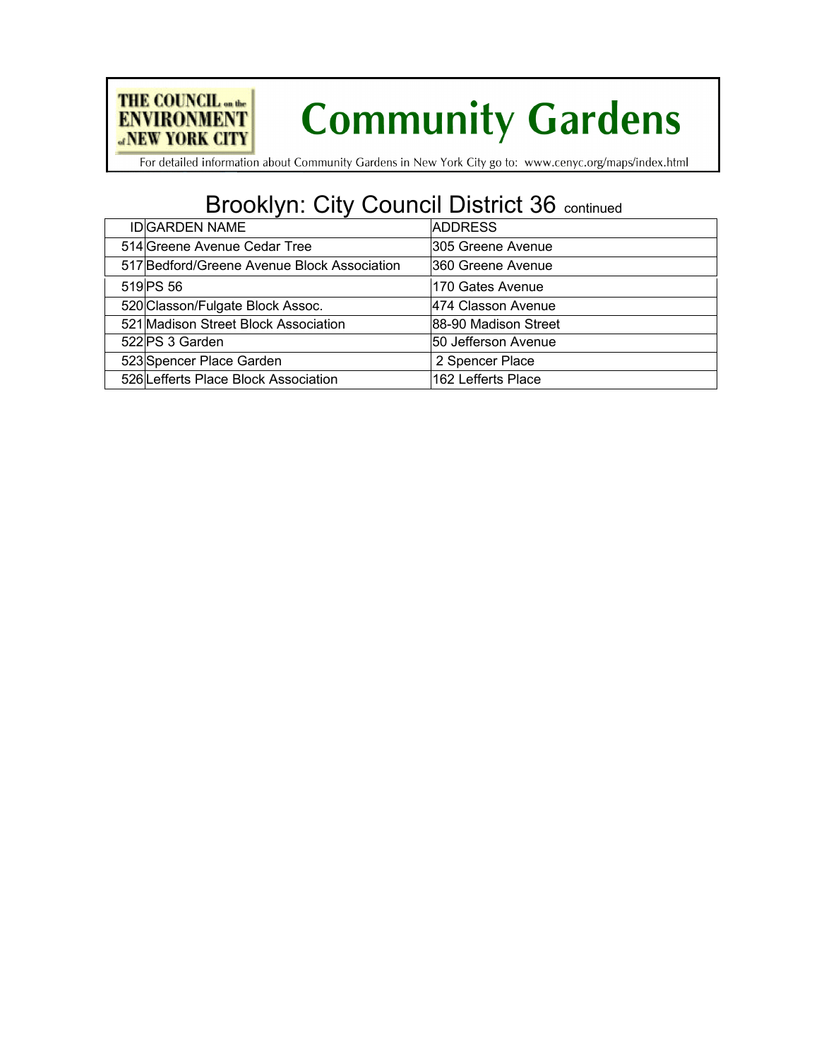THE COUNCIL on the ENVIRONMENT of NEW YORK CITY

# Community Gardens

For detailed information about Community Gardens in New York City go to: www.cenyc.org/maps/index.html

## Brooklyn: City Council District 36 continued

| ID | GARDEN NAME | ADDRESS |
|---|---|---|
| 514 | Greene Avenue Cedar Tree | 305 Greene Avenue |
| 517 | Bedford/Greene Avenue Block Association | 360 Greene Avenue |
| 519 | PS 56 | 170 Gates Avenue |
| 520 | Classon/Fulgate Block Assoc. | 474 Classon Avenue |
| 521 | Madison Street Block Association | 88-90 Madison Street |
| 522 | PS 3 Garden | 50 Jefferson Avenue |
| 523 | Spencer Place Garden | 2 Spencer Place |
| 526 | Lefferts Place Block Association | 162 Lefferts Place |